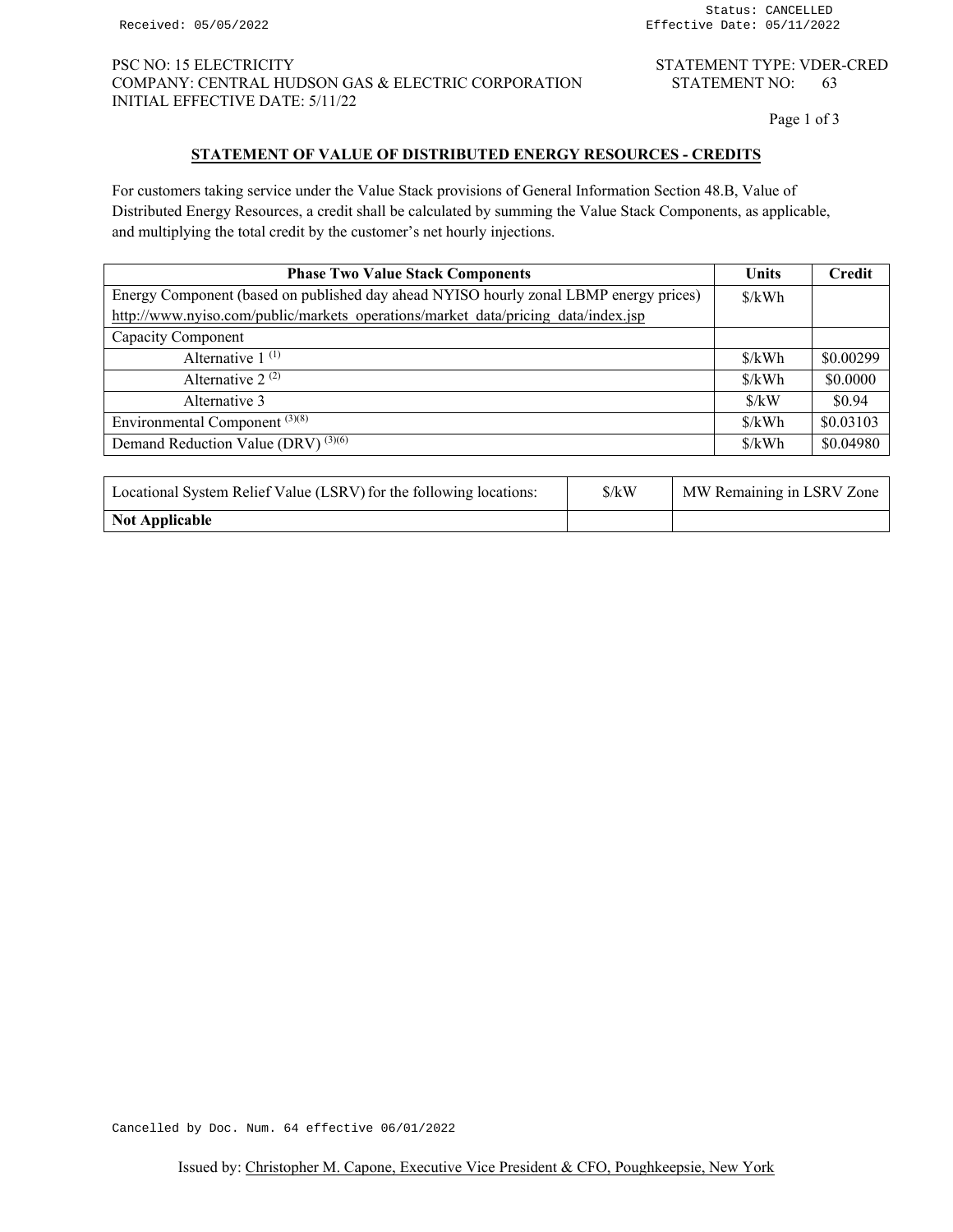Received: 05/05/2022

Status: CANCELLED
Effective Date: 05/11/2022

PSC NO: 15 ELECTRICITY
COMPANY: CENTRAL HUDSON GAS & ELECTRIC CORPORATION
INITIAL EFFECTIVE DATE: 5/11/22

STATEMENT TYPE: VDER-CRED
STATEMENT NO: 63

## STATEMENT OF VALUE OF DISTRIBUTED ENERGY RESOURCES - CREDITS

For customers taking service under the Value Stack provisions of General Information Section 48.B, Value of Distributed Energy Resources, a credit shall be calculated by summing the Value Stack Components, as applicable, and multiplying the total credit by the customer's net hourly injections.

| Phase Two Value Stack Components | Units | Credit |
|---|---|---|
| Energy Component (based on published day ahead NYISO hourly zonal LBMP energy prices) http://www.nyiso.com/public/markets_operations/market_data/pricing_data/index.jsp | $/kWh | |
| Capacity Component | | |
| Alternative 1 (1) | $/kWh | $0.00299 |
| Alternative 2 (2) | $/kWh | $0.0000 |
| Alternative 3 | $/kW | $0.94 |
| Environmental Component (3)(8) | $/kWh | $0.03103 |
| Demand Reduction Value (DRV) (3)(6) | $/kWh | $0.04980 |

| Locational System Relief Value (LSRV) for the following locations: | $/kW | MW Remaining in LSRV Zone |
|---|---|---|
| **Not Applicable** | | |

Cancelled by Doc. Num. 64 effective 06/01/2022

Issued by: Christopher M. Capone, Executive Vice President & CFO, Poughkeepsie, New York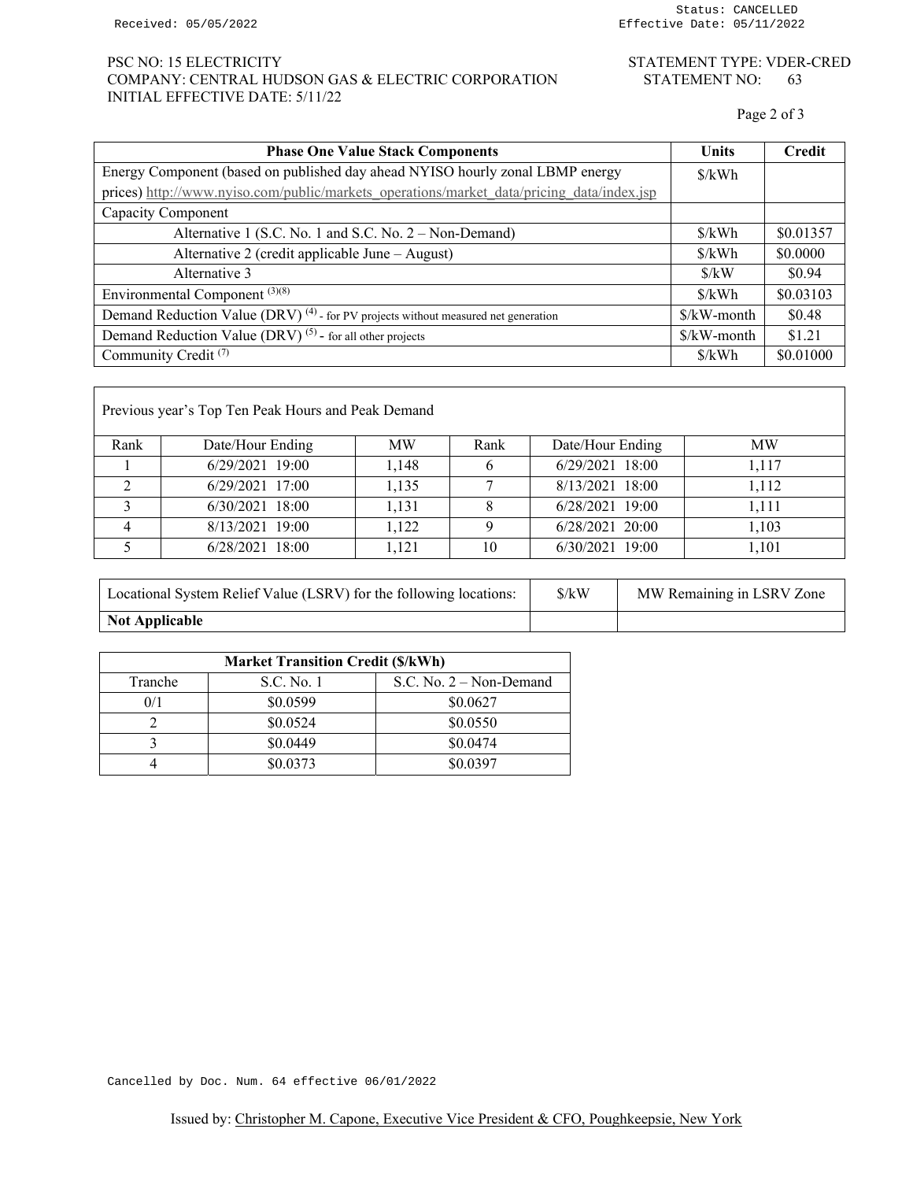PSC NO: 15 ELECTRICITY
COMPANY: CENTRAL HUDSON GAS & ELECTRIC CORPORATION
INITIAL EFFECTIVE DATE: 5/11/22

STATEMENT TYPE: VDER-CRED
STATEMENT NO: 63

| Phase One Value Stack Components | Units | Credit |
|---|---|---|
| Energy Component (based on published day ahead NYISO hourly zonal LBMP energy prices) http://www.nyiso.com/public/markets_operations/market_data/pricing_data/index.jsp | $/kWh | |
| Capacity Component | | |
| Alternative 1 (S.C. No. 1 and S.C. No. 2 – Non-Demand) | $/kWh | $0.01357 |
| Alternative 2 (credit applicable June – August) | $/kWh | $0.0000 |
| Alternative 3 | $/kW | $0.94 |
| Environmental Component (3)(8) | $/kWh | $0.03103 |
| Demand Reduction Value (DRV) (4) - for PV projects without measured net generation | $/kW-month | $0.48 |
| Demand Reduction Value (DRV) (5) - for all other projects | $/kW-month | $1.21 |
| Community Credit (7) | $/kWh | $0.01000 |

Previous year's Top Ten Peak Hours and Peak Demand

| Rank | Date/Hour Ending | MW | Rank | Date/Hour Ending | MW |
|---|---|---|---|---|---|
| 1 | 6/29/2021 19:00 | 1,148 | 6 | 6/29/2021 18:00 | 1,117 |
| 2 | 6/29/2021 17:00 | 1,135 | 7 | 8/13/2021 18:00 | 1,112 |
| 3 | 6/30/2021 18:00 | 1,131 | 8 | 6/28/2021 19:00 | 1,111 |
| 4 | 8/13/2021 19:00 | 1,122 | 9 | 6/28/2021 20:00 | 1,103 |
| 5 | 6/28/2021 18:00 | 1,121 | 10 | 6/30/2021 19:00 | 1,101 |

| Locational System Relief Value (LSRV) for the following locations: | $/kW | MW Remaining in LSRV Zone |
|---|---|---|
| **Not Applicable** | | |

| Market Transition Credit ($/kWh) | | |
|---|---|---|
| Tranche | S.C. No. 1 | S.C. No. 2 – Non-Demand |
| 0/1 | $0.0599 | $0.0627 |
| 2 | $0.0524 | $0.0550 |
| 3 | $0.0449 | $0.0474 |
| 4 | $0.0373 | $0.0397 |

Cancelled by Doc. Num. 64 effective 06/01/2022

Issued by: Christopher M. Capone, Executive Vice President & CFO, Poughkeepsie, New York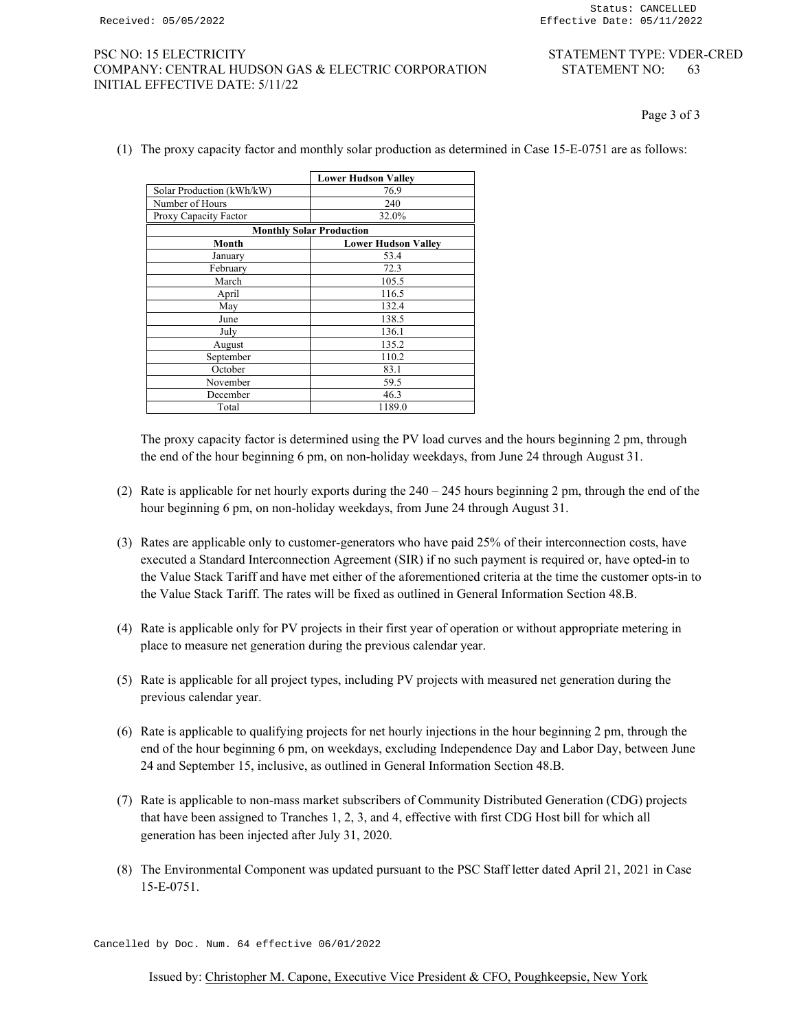(1) The proxy capacity factor and monthly solar production as determined in Case 15-E-0751 are as follows:

| | Lower Hudson Valley |
|---|---|
| Solar Production (kWh/kW) | 76.9 |
| Number of Hours | 240 |
| Proxy Capacity Factor | 32.0% |

| Monthly Solar Production | |
|---|---|
| Month | Lower Hudson Valley |
| January | 53.4 |
| February | 72.3 |
| March | 105.5 |
| April | 116.5 |
| May | 132.4 |
| June | 138.5 |
| July | 136.1 |
| August | 135.2 |
| September | 110.2 |
| October | 83.1 |
| November | 59.5 |
| December | 46.3 |
| Total | 1189.0 |

The proxy capacity factor is determined using the PV load curves and the hours beginning 2 pm, through the end of the hour beginning 6 pm, on non-holiday weekdays, from June 24 through August 31.

(2) Rate is applicable for net hourly exports during the 240 – 245 hours beginning 2 pm, through the end of the hour beginning 6 pm, on non-holiday weekdays, from June 24 through August 31.

(3) Rates are applicable only to customer-generators who have paid 25% of their interconnection costs, have executed a Standard Interconnection Agreement (SIR) if no such payment is required or, have opted-in to the Value Stack Tariff and have met either of the aforementioned criteria at the time the customer opts-in to the Value Stack Tariff. The rates will be fixed as outlined in General Information Section 48.B.

(4) Rate is applicable only for PV projects in their first year of operation or without appropriate metering in place to measure net generation during the previous calendar year.

(5) Rate is applicable for all project types, including PV projects with measured net generation during the previous calendar year.

(6) Rate is applicable to qualifying projects for net hourly injections in the hour beginning 2 pm, through the end of the hour beginning 6 pm, on weekdays, excluding Independence Day and Labor Day, between June 24 and September 15, inclusive, as outlined in General Information Section 48.B.

(7) Rate is applicable to non-mass market subscribers of Community Distributed Generation (CDG) projects that have been assigned to Tranches 1, 2, 3, and 4, effective with first CDG Host bill for which all generation has been injected after July 31, 2020.

(8) The Environmental Component was updated pursuant to the PSC Staff letter dated April 21, 2021 in Case 15-E-0751.